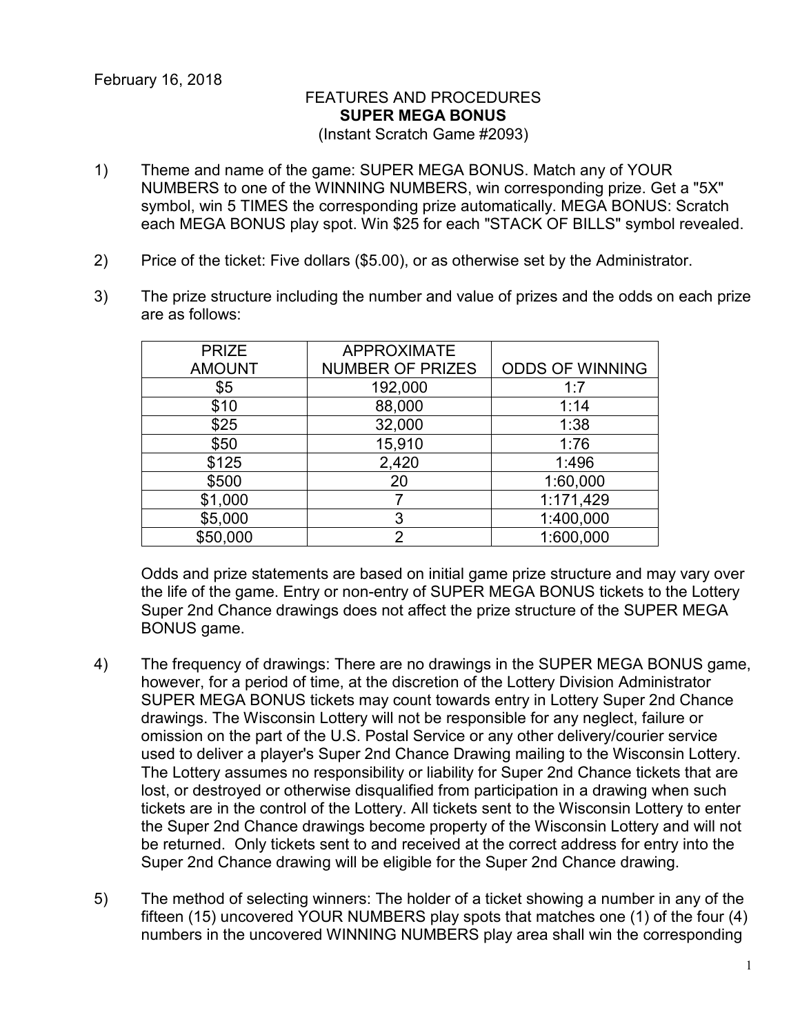February 16, 2018

FEATURES AND PROCEDURES
**SUPER MEGA BONUS**
(Instant Scratch Game #2093)

1) Theme and name of the game: SUPER MEGA BONUS. Match any of YOUR NUMBERS to one of the WINNING NUMBERS, win corresponding prize. Get a "5X" symbol, win 5 TIMES the corresponding prize automatically. MEGA BONUS: Scratch each MEGA BONUS play spot. Win $25 for each "STACK OF BILLS" symbol revealed.

2) Price of the ticket: Five dollars ($5.00), or as otherwise set by the Administrator.

3) The prize structure including the number and value of prizes and the odds on each prize are as follows:

| PRIZE AMOUNT | APPROXIMATE NUMBER OF PRIZES | ODDS OF WINNING |
|---|---|---|
| $5 | 192,000 | 1:7 |
| $10 | 88,000 | 1:14 |
| $25 | 32,000 | 1:38 |
| $50 | 15,910 | 1:76 |
| $125 | 2,420 | 1:496 |
| $500 | 20 | 1:60,000 |
| $1,000 | 7 | 1:171,429 |
| $5,000 | 3 | 1:400,000 |
| $50,000 | 2 | 1:600,000 |

Odds and prize statements are based on initial game prize structure and may vary over the life of the game. Entry or non-entry of SUPER MEGA BONUS tickets to the Lottery Super 2nd Chance drawings does not affect the prize structure of the SUPER MEGA BONUS game.

4) The frequency of drawings: There are no drawings in the SUPER MEGA BONUS game, however, for a period of time, at the discretion of the Lottery Division Administrator SUPER MEGA BONUS tickets may count towards entry in Lottery Super 2nd Chance drawings. The Wisconsin Lottery will not be responsible for any neglect, failure or omission on the part of the U.S. Postal Service or any other delivery/courier service used to deliver a player's Super 2nd Chance Drawing mailing to the Wisconsin Lottery. The Lottery assumes no responsibility or liability for Super 2nd Chance tickets that are lost, or destroyed or otherwise disqualified from participation in a drawing when such tickets are in the control of the Lottery. All tickets sent to the Wisconsin Lottery to enter the Super 2nd Chance drawings become property of the Wisconsin Lottery and will not be returned. Only tickets sent to and received at the correct address for entry into the Super 2nd Chance drawing will be eligible for the Super 2nd Chance drawing.

5) The method of selecting winners: The holder of a ticket showing a number in any of the fifteen (15) uncovered YOUR NUMBERS play spots that matches one (1) of the four (4) numbers in the uncovered WINNING NUMBERS play area shall win the corresponding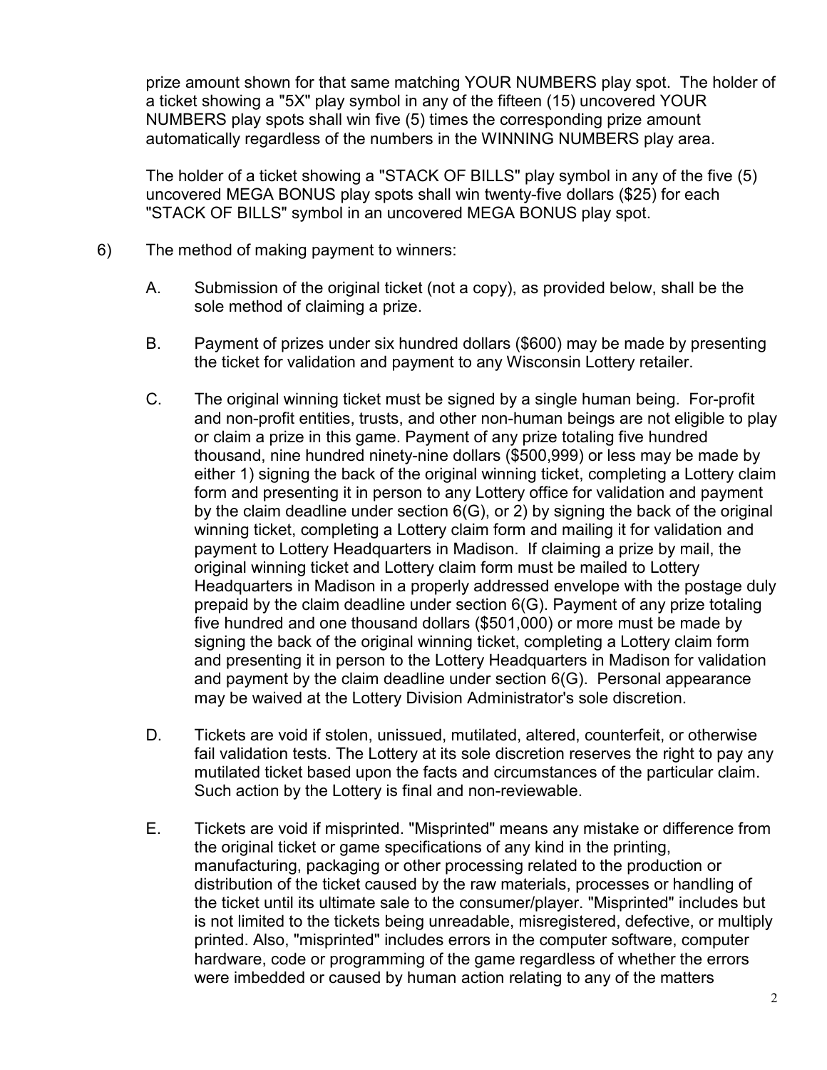prize amount shown for that same matching YOUR NUMBERS play spot. The holder of a ticket showing a "5X" play symbol in any of the fifteen (15) uncovered YOUR NUMBERS play spots shall win five (5) times the corresponding prize amount automatically regardless of the numbers in the WINNING NUMBERS play area.

The holder of a ticket showing a "STACK OF BILLS" play symbol in any of the five (5) uncovered MEGA BONUS play spots shall win twenty-five dollars ($25) for each "STACK OF BILLS" symbol in an uncovered MEGA BONUS play spot.

6) The method of making payment to winners:

   A. Submission of the original ticket (not a copy), as provided below, shall be the sole method of claiming a prize.

   B. Payment of prizes under six hundred dollars ($600) may be made by presenting the ticket for validation and payment to any Wisconsin Lottery retailer.

   C. The original winning ticket must be signed by a single human being. For-profit and non-profit entities, trusts, and other non-human beings are not eligible to play or claim a prize in this game. Payment of any prize totaling five hundred thousand, nine hundred ninety-nine dollars ($500,999) or less may be made by either 1) signing the back of the original winning ticket, completing a Lottery claim form and presenting it in person to any Lottery office for validation and payment by the claim deadline under section 6(G), or 2) by signing the back of the original winning ticket, completing a Lottery claim form and mailing it for validation and payment to Lottery Headquarters in Madison. If claiming a prize by mail, the original winning ticket and Lottery claim form must be mailed to Lottery Headquarters in Madison in a properly addressed envelope with the postage duly prepaid by the claim deadline under section 6(G). Payment of any prize totaling five hundred and one thousand dollars ($501,000) or more must be made by signing the back of the original winning ticket, completing a Lottery claim form and presenting it in person to the Lottery Headquarters in Madison for validation and payment by the claim deadline under section 6(G). Personal appearance may be waived at the Lottery Division Administrator's sole discretion.

   D. Tickets are void if stolen, unissued, mutilated, altered, counterfeit, or otherwise fail validation tests. The Lottery at its sole discretion reserves the right to pay any mutilated ticket based upon the facts and circumstances of the particular claim. Such action by the Lottery is final and non-reviewable.

   E. Tickets are void if misprinted. "Misprinted" means any mistake or difference from the original ticket or game specifications of any kind in the printing, manufacturing, packaging or other processing related to the production or distribution of the ticket caused by the raw materials, processes or handling of the ticket until its ultimate sale to the consumer/player. "Misprinted" includes but is not limited to the tickets being unreadable, misregistered, defective, or multiply printed. Also, "misprinted" includes errors in the computer software, computer hardware, code or programming of the game regardless of whether the errors were imbedded or caused by human action relating to any of the matters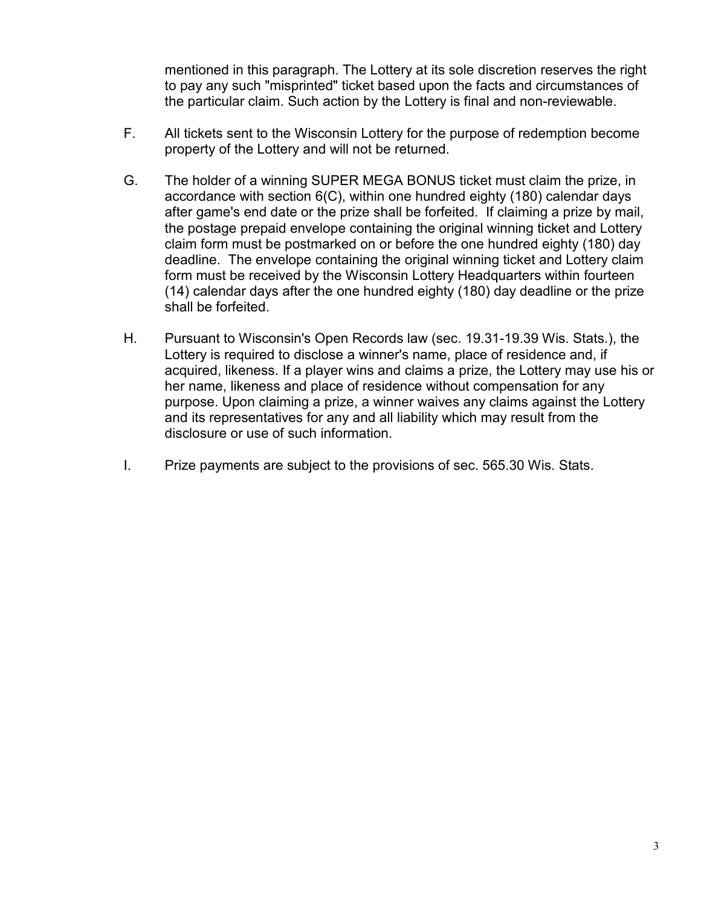mentioned in this paragraph. The Lottery at its sole discretion reserves the right to pay any such "misprinted" ticket based upon the facts and circumstances of the particular claim. Such action by the Lottery is final and non-reviewable.

F. All tickets sent to the Wisconsin Lottery for the purpose of redemption become property of the Lottery and will not be returned.

G. The holder of a winning SUPER MEGA BONUS ticket must claim the prize, in accordance with section 6(C), within one hundred eighty (180) calendar days after game's end date or the prize shall be forfeited. If claiming a prize by mail, the postage prepaid envelope containing the original winning ticket and Lottery claim form must be postmarked on or before the one hundred eighty (180) day deadline. The envelope containing the original winning ticket and Lottery claim form must be received by the Wisconsin Lottery Headquarters within fourteen (14) calendar days after the one hundred eighty (180) day deadline or the prize shall be forfeited.

H. Pursuant to Wisconsin's Open Records law (sec. 19.31-19.39 Wis. Stats.), the Lottery is required to disclose a winner's name, place of residence and, if acquired, likeness. If a player wins and claims a prize, the Lottery may use his or her name, likeness and place of residence without compensation for any purpose. Upon claiming a prize, a winner waives any claims against the Lottery and its representatives for any and all liability which may result from the disclosure or use of such information.

I. Prize payments are subject to the provisions of sec. 565.30 Wis. Stats.